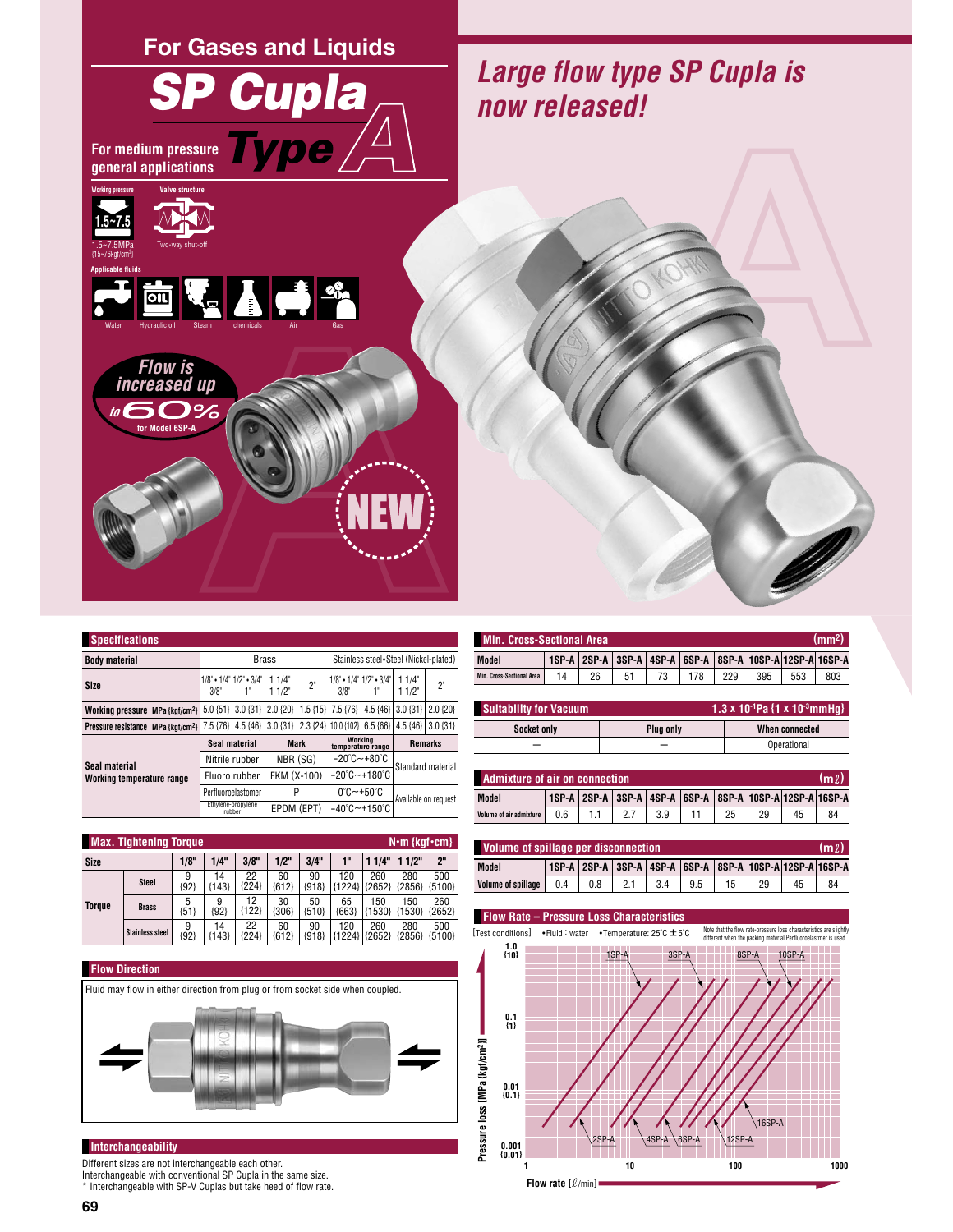For Gases and Liquids

# SP Cupla Type A

For medium pressure general applications

## Large flow type SP Cupla is now released!

Working pressure: 1.5~7.5 — 1.5~7.5MPa {15~76kgf/cm²}

Valve structure: Two-way shut-off

Applicable fluids: Water, Hydraulic oil, Steam, chemicals, Air, Gas

Flow is increased up to 60% for Model 6SP-A

NEW

### Specifications

| Body material | Brass | | | | Stainless steel•Steel (Nickel-plated) | | | |
|---|---|---|---|---|---|---|---|---|
| Size | 1/8"•1/4" 3/8" | 1/2"•3/4" 1" | 1 1/4" 1 1/2" | 2" | 1/8"•1/4" 3/8" | 1/2"•3/4" 1" | 1 1/4" 1 1/2" | 2" |
| Working pressure MPa {kgf/cm²} | 5.0 {51} | 3.0 {31} | 2.0 {20} | 1.5 {15} | 7.5 {76} | 4.5 {46} | 3.0 {31} | 2.0 {20} |
| Pressure resistance MPa {kgf/cm²} | 7.5 {76} | 4.5 {46} | 3.0 {31} | 2.3 {24} | 10.0 {102} | 6.5 {66} | 4.5 {46} | 3.0 {31} |

| Seal material / Working temperature range | Seal material | Mark | Working temperature range | Remarks |
|---|---|---|---|---|
| | Nitrile rubber | NBR (SG) | -20°C~+80°C | Standard material |
| | Fluoro rubber | FKM (X-100) | -20°C~+180°C | Standard material |
| | Perfluoroelastomer | P | 0°C~+50°C | Available on request |
| | Ethylene-propylene rubber | EPDM (EPT) | -40°C~+150°C | Available on request |

### Max. Tightening Torque N•m {kgf•cm}

| Size | | 1/8" | 1/4" | 3/8" | 1/2" | 3/4" | 1" | 1 1/4" | 1 1/2" | 2" |
|---|---|---|---|---|---|---|---|---|---|---|
| Torque | Steel | 9 {92} | 14 {143} | 22 {224} | 60 {612} | 90 {918} | 120 {1224} | 260 {2652} | 280 {2856} | 500 {5100} |
| | Brass | 5 {51} | 9 {92} | 12 {122} | 30 {306} | 50 {510} | 65 {663} | 150 {1530} | 150 {1530} | 260 {2652} |
| | Stainless steel | 9 {92} | 14 {143} | 22 {224} | 60 {612} | 90 {918} | 120 {1224} | 260 {2652} | 280 {2856} | 500 {5100} |

### Flow Direction

Fluid may flow in either direction from plug or from socket side when coupled.

### Interchangeability

Different sizes are not interchangeable each other.
Interchangeable with conventional SP Cupla in the same size.
* Interchangeable with SP-V Cuplas but take heed of flow rate.

### Min. Cross-Sectional Area (mm²)

| Model | 1SP-A | 2SP-A | 3SP-A | 4SP-A | 6SP-A | 8SP-A | 10SP-A | 12SP-A | 16SP-A |
|---|---|---|---|---|---|---|---|---|---|
| Min. Cross-Sectional Area | 14 | 26 | 51 | 73 | 178 | 229 | 395 | 553 | 803 |

### Suitability for Vacuum $1.3 \times 10^{-1}$Pa {$1 \times 10^{-3}$mmHg}

| Socket only | Plug only | When connected |
|---|---|---|
| — | — | Operational |

### Admixture of air on connection (mℓ)

| Model | 1SP-A | 2SP-A | 3SP-A | 4SP-A | 6SP-A | 8SP-A | 10SP-A | 12SP-A | 16SP-A |
|---|---|---|---|---|---|---|---|---|---|
| Volume of air admixture | 0.6 | 1.1 | 2.7 | 3.9 | 11 | 25 | 29 | 45 | 84 |

### Volume of spillage per disconnection (mℓ)

| Model | 1SP-A | 2SP-A | 3SP-A | 4SP-A | 6SP-A | 8SP-A | 10SP-A | 12SP-A | 16SP-A |
|---|---|---|---|---|---|---|---|---|---|
| Volume of spillage | 0.4 | 0.8 | 2.1 | 3.4 | 9.5 | 15 | 29 | 45 | 84 |

### Flow Rate – Pressure Loss Characteristics

[Test conditions] •Fluid : water •Temperature: 25°C ± 5°C

Note that the flow rate-pressure loss characteristics are slightly different when the packing material Perfluoroelastomer is used.

Pressure loss [MPa {kgf/cm²}]
1.0 {10}
0.1 {1}
0.01 {0.1}
0.001 {0.01}

1SP-A, 2SP-A, 3SP-A, 4SP-A, 6SP-A, 8SP-A, 10SP-A, 12SP-A, 16SP-A

1, 10, 100, 1000
Flow rate [ℓ/min]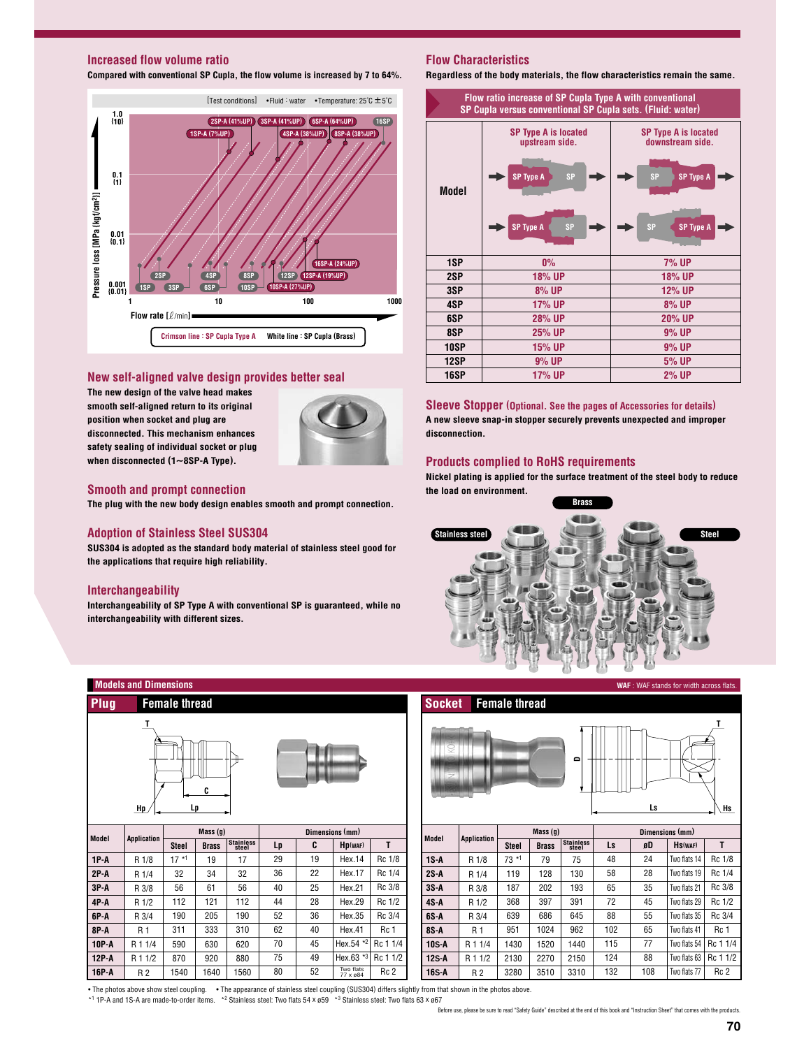## Increased flow volume ratio

**Compared with conventional SP Cupla, the flow volume is increased by 7 to 64%.**

[Test conditions] •Fluid : water •Temperature: 25℃ ± 5℃

Pressure loss [MPa {kgf/cm²}]

1.0 {10}
0.1 {1}
0.01 {0.1}
0.001 {0.01}

Flow rate [ℓ/min]

1
10
100
1000

2SP-A (41%UP)
3SP-A (41%UP)
6SP-A (64%UP)
16SP
1SP-A (7%UP)
4SP-A (38%UP)
8SP-A (38%UP)
16SP-A (24%UP)
2SP
4SP
8SP
12SP
12SP-A (19%UP)
1SP
3SP
6SP
10SP
10SP-A (27%UP)

Crimson line : SP Cupla Type A White line : SP Cupla (Brass)

## New self-aligned valve design provides better seal

**The new design of the valve head makes smooth self-aligned return to its original position when socket and plug are disconnected. This mechanism enhances safety sealing of individual socket or plug when disconnected (1~8SP-A Type).**

## Smooth and prompt connection

**The plug with the new body design enables smooth and prompt connection.**

## Adoption of Stainless Steel SUS304

**SUS304 is adopted as the standard body material of stainless steel good for the applications that require high reliability.**

## Interchangeability

**Interchangeability of SP Type A with conventional SP is guaranteed, while no interchangeability with different sizes.**

## Flow Characteristics

**Regardless of the body materials, the flow characteristics remain the same.**

**Flow ratio increase of SP Cupla Type A with conventional SP Cupla versus conventional SP Cupla sets. (Fluid: water)**

| Model | SP Type A is located upstream side. | SP Type A is located downstream side. |
|---|---|---|
| 1SP | 0% | 7% UP |
| 2SP | 18% UP | 18% UP |
| 3SP | 8% UP | 12% UP |
| 4SP | 17% UP | 8% UP |
| 6SP | 28% UP | 20% UP |
| 8SP | 25% UP | 9% UP |
| 10SP | 15% UP | 9% UP |
| 12SP | 9% UP | 5% UP |
| 16SP | 17% UP | 2% UP |

## Sleeve Stopper (Optional. See the pages of Accessories for details)

**A new sleeve snap-in stopper securely prevents unexpected and improper disconnection.**

## Products complied to RoHS requirements

**Nickel plating is applied for the surface treatment of the steel body to reduce the load on environment.**

Brass
Stainless steel
Steel

## Models and Dimensions

WAF : WAF stands for width across flats.

### Plug Female thread

| Model | Application | Mass (g) | | | Dimensions (mm) | | | |
|---|---|---|---|---|---|---|---|---|
| | | Steel | Brass | Stainless steel | Lp | C | Hp(WAF) | T |
| 1P-A | R 1/8 | 17 *1 | 19 | 17 | 29 | 19 | Hex.14 | Rc 1/8 |
| 2P-A | R 1/4 | 32 | 34 | 32 | 36 | 22 | Hex.17 | Rc 1/4 |
| 3P-A | R 3/8 | 56 | 61 | 56 | 40 | 25 | Hex.21 | Rc 3/8 |
| 4P-A | R 1/2 | 112 | 121 | 112 | 44 | 28 | Hex.29 | Rc 1/2 |
| 6P-A | R 3/4 | 190 | 205 | 190 | 52 | 36 | Hex.35 | Rc 3/4 |
| 8P-A | R 1 | 311 | 333 | 310 | 62 | 40 | Hex.41 | Rc 1 |
| 10P-A | R 1 1/4 | 590 | 630 | 620 | 70 | 45 | Hex.54 *2 | Rc 1 1/4 |
| 12P-A | R 1 1/2 | 870 | 920 | 880 | 75 | 49 | Hex.63 *3 | Rc 1 1/2 |
| 16P-A | R 2 | 1540 | 1640 | 1560 | 80 | 52 | Two flats 77 x ø84 | Rc 2 |

### Socket Female thread

| Model | Application | Mass (g) | | | Dimensions (mm) | | | |
|---|---|---|---|---|---|---|---|---|
| | | Steel | Brass | Stainless steel | Ls | øD | Hs(WAF) | T |
| 1S-A | R 1/8 | 73 *1 | 79 | 75 | 48 | 24 | Two flats 14 | Rc 1/8 |
| 2S-A | R 1/4 | 119 | 128 | 130 | 58 | 28 | Two flats 19 | Rc 1/4 |
| 3S-A | R 3/8 | 187 | 202 | 193 | 65 | 35 | Two flats 21 | Rc 3/8 |
| 4S-A | R 1/2 | 368 | 397 | 391 | 72 | 45 | Two flats 29 | Rc 1/2 |
| 6S-A | R 3/4 | 639 | 686 | 645 | 88 | 55 | Two flats 35 | Rc 3/4 |
| 8S-A | R 1 | 951 | 1024 | 962 | 102 | 65 | Two flats 41 | Rc 1 |
| 10S-A | R 1 1/4 | 1430 | 1520 | 1440 | 115 | 77 | Two flats 54 | Rc 1 1/4 |
| 12S-A | R 1 1/2 | 2130 | 2270 | 2150 | 124 | 88 | Two flats 63 | Rc 1 1/2 |
| 16S-A | R 2 | 3280 | 3510 | 3310 | 132 | 108 | Two flats 77 | Rc 2 |

• The photos above show steel coupling. • The appearance of stainless steel coupling (SUS304) differs slightly from that shown in the photos above.

*1 1P-A and 1S-A are made-to-order items. *2 Stainless steel: Two flats 54 x ø59 *3 Stainless steel: Two flats 63 x ø67

Before use, please be sure to read "Safety Guide" described at the end of this book and "Instruction Sheet" that comes with the products.